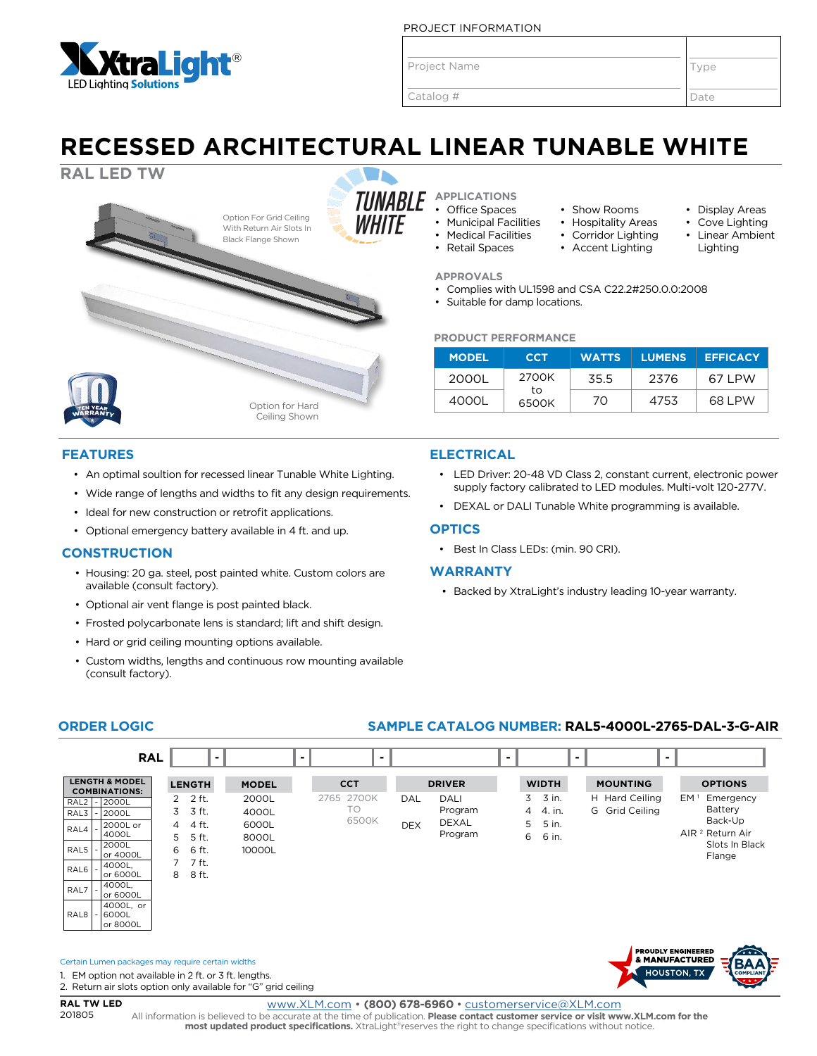PROJECT INFORMATION

| Project Name | Type |
|---|---|
| Catalog # | Date |

# RECESSED ARCHITECTURAL LINEAR TUNABLE WHITE

## RAL LED TW

TUNABLE WHITE

Option For Grid Ceiling With Return Air Slots In Black Flange Shown

Option for Hard Ceiling Shown

TEN YEAR WARRANTY

### APPLICATIONS

- Office Spaces
- Municipal Facilities
- Medical Facilities
- Retail Spaces
- Show Rooms
- Hospitality Areas
- Corridor Lighting
- Accent Lighting
- Display Areas
- Cove Lighting
- Linear Ambient Lighting

### APPROVALS

- Complies with UL1598 and CSA C22.2#250.0.0:2008
- Suitable for damp locations.

### PRODUCT PERFORMANCE

| MODEL | CCT | WATTS | LUMENS | EFFICACY |
|---|---|---|---|---|
| 2000L | 2700K to 6500K | 35.5 | 2376 | 67 LPW |
| 4000L | | 70 | 4753 | 68 LPW |

## FEATURES

- An optimal soultion for recessed linear Tunable White Lighting.
- Wide range of lengths and widths to fit any design requirements.
- Ideal for new construction or retrofit applications.
- Optional emergency battery available in 4 ft. and up.

## CONSTRUCTION

- Housing: 20 ga. steel, post painted white. Custom colors are available (consult factory).
- Optional air vent flange is post painted black.
- Frosted polycarbonate lens is standard; lift and shift design.
- Hard or grid ceiling mounting options available.
- Custom widths, lengths and continuous row mounting available (consult factory).

## ELECTRICAL

- LED Driver: 20-48 VD Class 2, constant current, electronic power supply factory calibrated to LED modules. Multi-volt 120-277V.
- DEXAL or DALI Tunable White programming is available.

## OPTICS

- Best In Class LEDs: (min. 90 CRI).

## WARRANTY

- Backed by XtraLight's industry leading 10-year warranty.

## ORDER LOGIC

**SAMPLE CATALOG NUMBER: RAL5-4000L-2765-DAL-3-G-AIR**

RAL ___ - ___ - ___ - ___ - ___ - ___ - ___

| LENGTH & MODEL COMBINATIONS: | |
|---|---|
| RAL2 | 2000L |
| RAL3 | 2000L |
| RAL4 | 2000L or 4000L |
| RAL5 | 2000L or 4000L |
| RAL6 | 4000L, or 6000L |
| RAL7 | 4000L, or 6000L |
| RAL8 | 4000L, or 6000L or 8000L |

| LENGTH | MODEL | CCT | DRIVER | WIDTH | MOUNTING | OPTIONS |
|---|---|---|---|---|---|---|
| 2 — 2 ft. | 2000L | 2765 — 2700K TO 6500K | DAL — DALI Program | 3 — 3 in. | H — Hard Ceiling | EM [1] — Emergency Battery Back-Up |
| 3 — 3 ft. | 4000L | | DEX — DEXAL Program | 4 — 4. in. | G — Grid Ceiling | AIR [2] — Return Air Slots In Black Flange |
| 4 — 4 ft. | 6000L | | | 5 — 5 in. | | |
| 5 — 5 ft. | 8000L | | | 6 — 6 in. | | |
| 6 — 6 ft. | 10000L | | | | | |
| 7 — 7 ft. | | | | | | |
| 8 — 8 ft. | | | | | | |

Certain Lumen packages may require certain widths

1. EM option not available in 2 ft. or 3 ft. lengths.
2. Return air slots option only available for "G" grid ceiling

PROUDLY ENGINEERED & MANUFACTURED HOUSTON, TX

BAA COMPLIANT

RAL TW LED
201805

www.XLM.com • (800) 678-6960 • customerservice@XLM.com

All information is believed to be accurate at the time of publication. **Please contact customer service or visit www.XLM.com for the most updated product specifications.** XtraLight®reserves the right to change specifications without notice.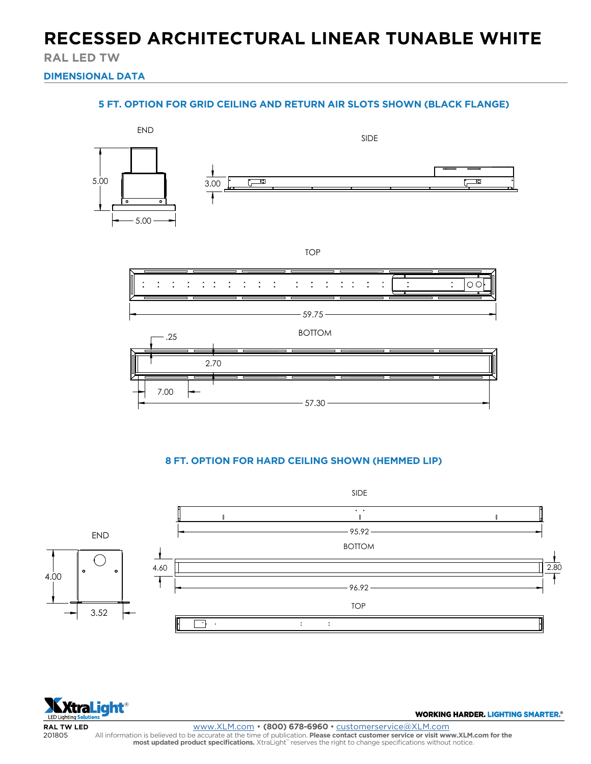# RECESSED ARCHITECTURAL LINEAR TUNABLE WHITE

**RAL LED TW**

## DIMENSIONAL DATA

### 5 FT. OPTION FOR GRID CEILING AND RETURN AIR SLOTS SHOWN (BLACK FLANGE)

END

5.00

5.00

SIDE

3.00

TOP

59.75

BOTTOM

.25

2.70

7.00

57.30

### 8 FT. OPTION FOR HARD CEILING SHOWN (HEMMED LIP)

SIDE

95.92

END

4.00

3.52

BOTTOM

4.60

2.80

96.92

TOP

WORKING HARDER. LIGHTING SMARTER.®

**RAL TW LED**
201805

www.XLM.com • **(800) 678-6960** • customerservice@XLM.com

All information is believed to be accurate at the time of publication. **Please contact customer service or visit www.XLM.com for the most updated product specifications.** XtraLight™ reserves the right to change specifications without notice.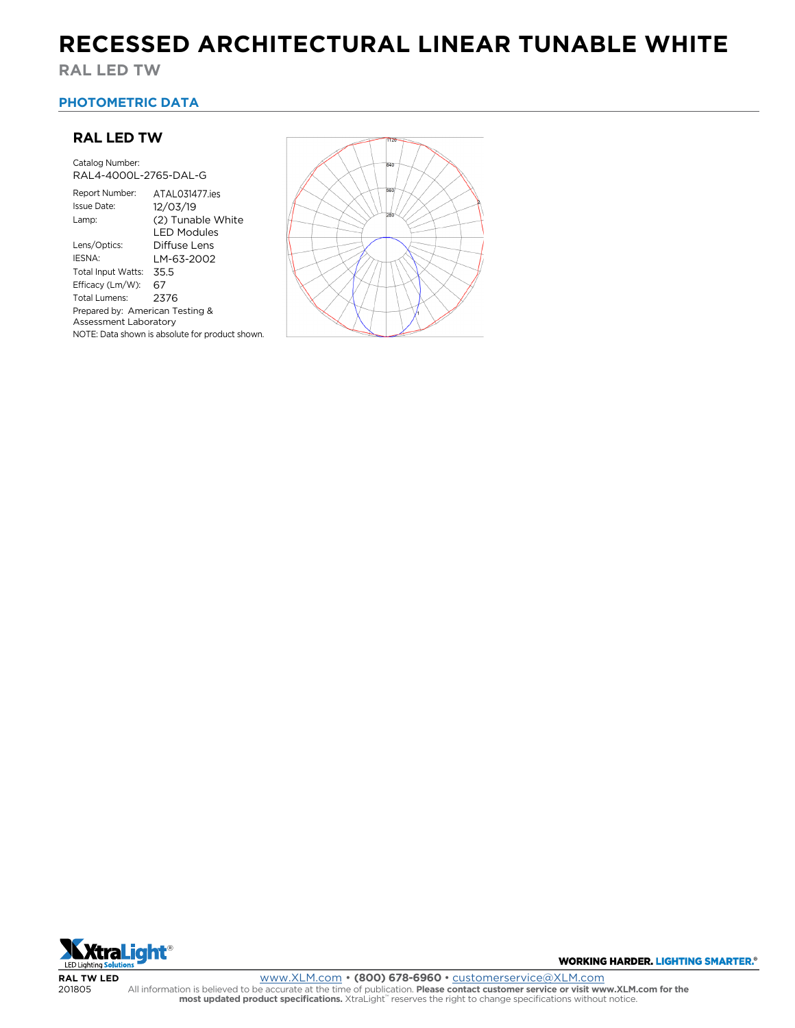# RECESSED ARCHITECTURAL LINEAR TUNABLE WHITE

**RAL LED TW**

## PHOTOMETRIC DATA

### RAL LED TW

Catalog Number:
RAL4-4000L-2765-DAL-G

| | |
|---|---|
| Report Number: | ATAL031477.ies |
| Issue Date: | 12/03/19 |
| Lamp: | (2) Tunable White LED Modules |
| Lens/Optics: | Diffuse Lens |
| IESNA: | LM-63-2002 |
| Total Input Watts: | 35.5 |
| Efficacy (Lm/W): | 67 |
| Total Lumens: | 2376 |

Prepared by: American Testing & Assessment Laboratory

NOTE: Data shown is absolute for product shown.

1120
840
560
280

WORKING HARDER. LIGHTING SMARTER.®

**RAL TW LED**
201805

www.XLM.com • **(800) 678-6960** • customerservice@XLM.com

All information is believed to be accurate at the time of publication. **Please contact customer service or visit www.XLM.com for the most updated product specifications.** XtraLight™ reserves the right to change specifications without notice.